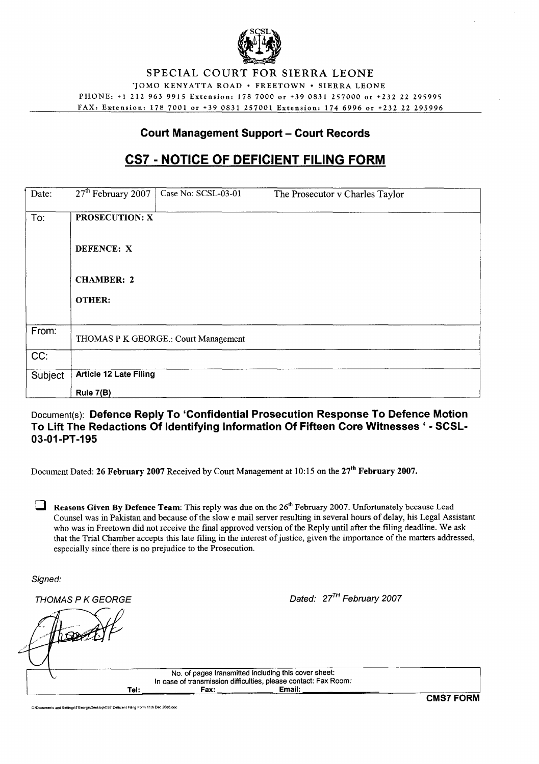# SPECIAL COURT FOR SIERRA LEONE

JOMO KENYATTA ROAD • FREETOWN • SIERRA LEONE

PHONE: +1 212 963 9915 Extension: 178 7000 or +39 0831 257000 or +232 22 295995

FAX: Extension: 178 7001 or +39 0831 257001 Extension: 174 6996 or +232 22 295996

## Court Management Support – Court Records

## CS7 - NOTICE OF DEFICIENT FILING FORM

| Date: | 27th February 2007 | Case No: SCSL-03-01 | The Prosecutor v Charles Taylor |
|---|---|---|---|
| To: | **PROSECUTION: X**<br><br>**DEFENCE: X**<br><br>**CHAMBER: 2**<br><br>**OTHER:** | | |
| From: | THOMAS P K GEORGE.: Court Management | | |
| CC: | | | |
| Subject | **Article 12 Late Filing**<br><br>**Rule 7(B)** | | |

Document(s): **Defence Reply To 'Confidential Prosecution Response To Defence Motion To Lift The Redactions Of Identifying Information Of Fifteen Core Witnesses ' - SCSL-03-01-PT-195**

Document Dated: **26 February 2007** Received by Court Management at 10:15 on the **27th February 2007.**

☐ **Reasons Given By Defence Team**: This reply was due on the 26th February 2007. Unfortunately because Lead Counsel was in Pakistan and because of the slow e mail server resulting in several hours of delay, his Legal Assistant who was in Freetown did not receive the final approved version of the Reply until after the filing deadline. We ask that the Trial Chamber accepts this late filing in the interest of justice, given the importance of the matters addressed, especially since there is no prejudice to the Prosecution.

*Signed:*

*THOMAS P K GEORGE*

*Dated: 27TH February 2007*

| No. of pages transmitted including this cover sheet: |
|---|
| In case of transmission difficulties, please contact: Fax Room: |
| Tel: _______ Fax: _______ Email: _______ |

**CMS7 FORM**

C:\Documents and Settings\TGeorge\Desktop\CS7 Deficient Filing Form 11th Dec 2006.doc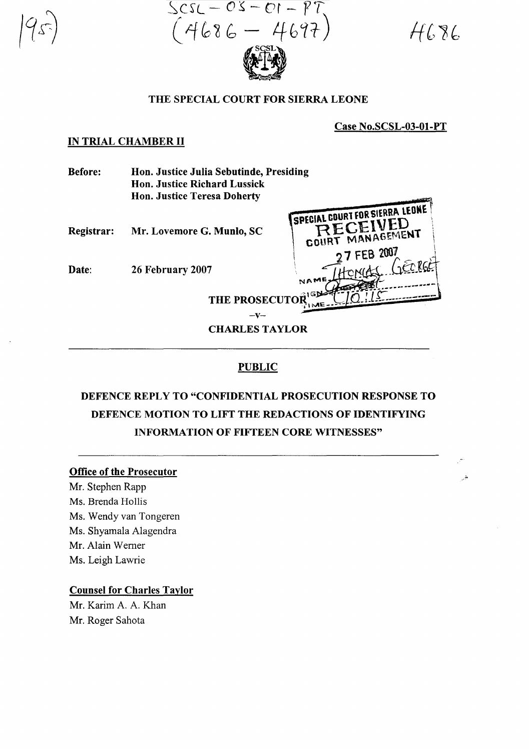SCSL-03-01-PT
(4686 – 4697)

4686

THE SPECIAL COURT FOR SIERRA LEONE

**Case No.SCSL-03-01-PT**

**IN TRIAL CHAMBER II**

**Before:** Hon. Justice Julia Sebutinde, Presiding
Hon. Justice Richard Lussick
Hon. Justice Teresa Doherty

**Registrar:** Mr. Lovemore G. Munlo, SC

**Date:** 26 February 2007

SPECIAL COURT FOR SIERRA LEONE
RECEIVED
COURT MANAGEMENT
27 FEB 2007
NAME THOMAS GEORGE
SIGN
TIME 10:15

**THE PROSECUTOR**

–v–

**CHARLES TAYLOR**

**PUBLIC**

**DEFENCE REPLY TO "CONFIDENTIAL PROSECUTION RESPONSE TO DEFENCE MOTION TO LIFT THE REDACTIONS OF IDENTIFYING INFORMATION OF FIFTEEN CORE WITNESSES"**

**Office of the Prosecutor**

Mr. Stephen Rapp
Ms. Brenda Hollis
Ms. Wendy van Tongeren
Ms. Shyamala Alagendra
Mr. Alain Werner
Ms. Leigh Lawrie

**Counsel for Charles Taylor**

Mr. Karim A. A. Khan
Mr. Roger Sahota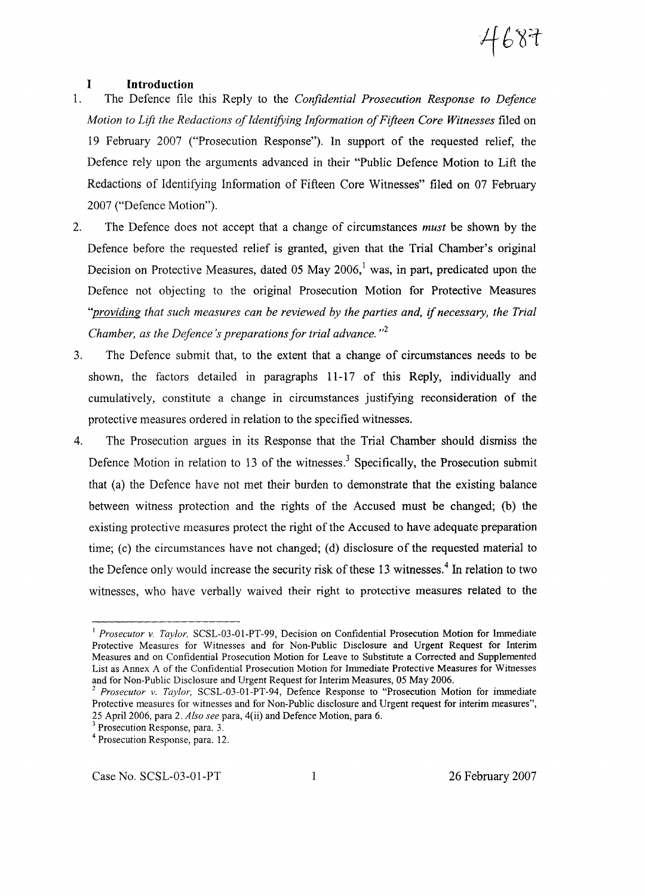## I Introduction

1. The Defence file this Reply to the *Confidential Prosecution Response to Defence Motion to Lift the Redactions of Identifying Information of Fifteen Core Witnesses* filed on 19 February 2007 ("Prosecution Response"). In support of the requested relief, the Defence rely upon the arguments advanced in their "Public Defence Motion to Lift the Redactions of Identifying Information of Fifteen Core Witnesses" filed on 07 February 2007 ("Defence Motion").

2. The Defence does not accept that a change of circumstances *must* be shown by the Defence before the requested relief is granted, given that the Trial Chamber's original Decision on Protective Measures, dated 05 May 2006,[1] was, in part, predicated upon the Defence not objecting to the original Prosecution Motion for Protective Measures "*providing that such measures can be reviewed by the parties and, if necessary, the Trial Chamber, as the Defence's preparations for trial advance.*"[2]

3. The Defence submit that, to the extent that a change of circumstances needs to be shown, the factors detailed in paragraphs 11-17 of this Reply, individually and cumulatively, constitute a change in circumstances justifying reconsideration of the protective measures ordered in relation to the specified witnesses.

4. The Prosecution argues in its Response that the Trial Chamber should dismiss the Defence Motion in relation to 13 of the witnesses.[3] Specifically, the Prosecution submit that (a) the Defence have not met their burden to demonstrate that the existing balance between witness protection and the rights of the Accused must be changed; (b) the existing protective measures protect the right of the Accused to have adequate preparation time; (c) the circumstances have not changed; (d) disclosure of the requested material to the Defence only would increase the security risk of these 13 witnesses.[4] In relation to two witnesses, who have verbally waived their right to protective measures related to the

---

[1] *Prosecutor v. Taylor*, SCSL-03-01-PT-99, Decision on Confidential Prosecution Motion for Immediate Protective Measures for Witnesses and for Non-Public Disclosure and Urgent Request for Interim Measures and on Confidential Prosecution Motion for Leave to Substitute a Corrected and Supplemented List as Annex A of the Confidential Prosecution Motion for Immediate Protective Measures for Witnesses and for Non-Public Disclosure and Urgent Request for Interim Measures, 05 May 2006.

[2] *Prosecutor v. Taylor*, SCSL-03-01-PT-94, Defence Response to "Prosecution Motion for immediate Protective measures for witnesses and for Non-Public disclosure and Urgent request for interim measures", 25 April 2006, para 2. *Also see* para, 4(ii) and Defence Motion, para 6.

[3] Prosecution Response, para. 3.

[4] Prosecution Response, para. 12.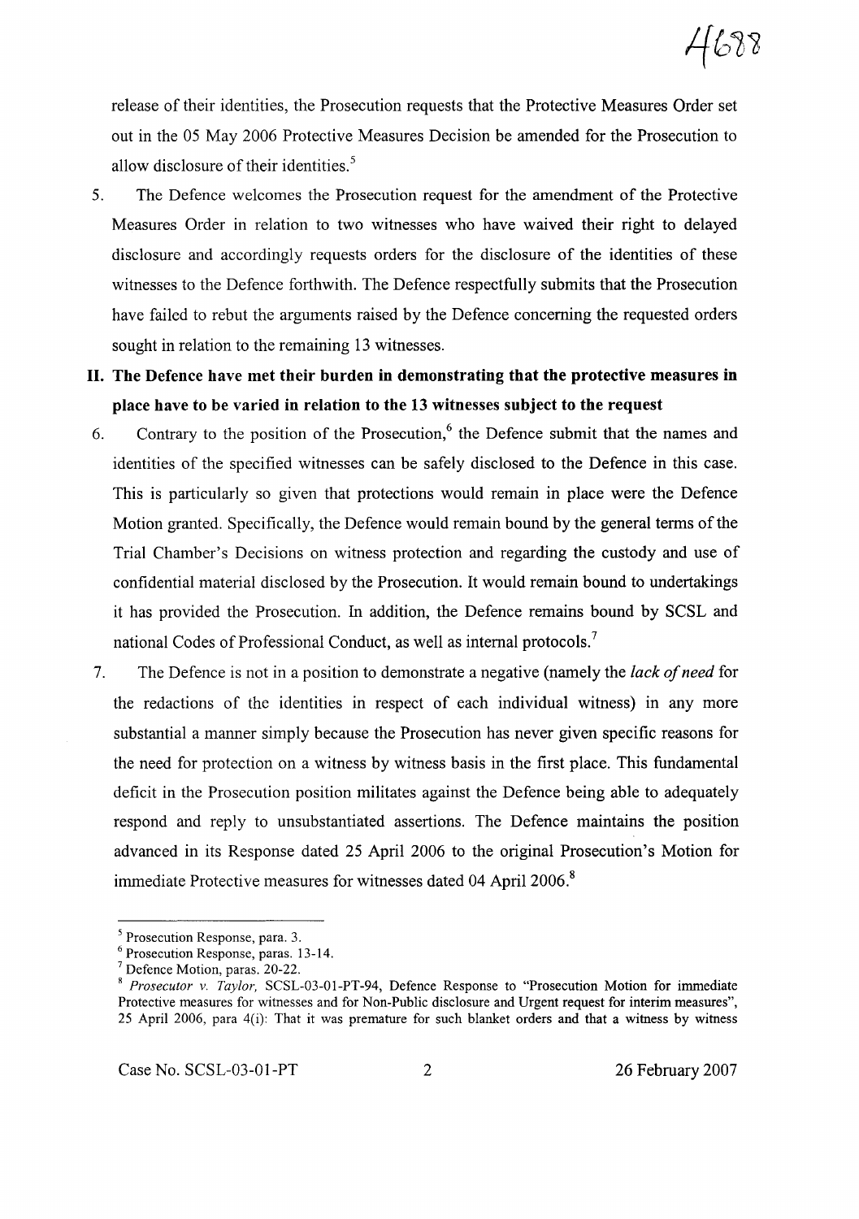release of their identities, the Prosecution requests that the Protective Measures Order set out in the 05 May 2006 Protective Measures Decision be amended for the Prosecution to allow disclosure of their identities.[5]

5. The Defence welcomes the Prosecution request for the amendment of the Protective Measures Order in relation to two witnesses who have waived their right to delayed disclosure and accordingly requests orders for the disclosure of the identities of these witnesses to the Defence forthwith. The Defence respectfully submits that the Prosecution have failed to rebut the arguments raised by the Defence concerning the requested orders sought in relation to the remaining 13 witnesses.

## II. The Defence have met their burden in demonstrating that the protective measures in place have to be varied in relation to the 13 witnesses subject to the request

6. Contrary to the position of the Prosecution,[6] the Defence submit that the names and identities of the specified witnesses can be safely disclosed to the Defence in this case. This is particularly so given that protections would remain in place were the Defence Motion granted. Specifically, the Defence would remain bound by the general terms of the Trial Chamber's Decisions on witness protection and regarding the custody and use of confidential material disclosed by the Prosecution. It would remain bound to undertakings it has provided the Prosecution. In addition, the Defence remains bound by SCSL and national Codes of Professional Conduct, as well as internal protocols.[7]

7. The Defence is not in a position to demonstrate a negative (namely the *lack of need* for the redactions of the identities in respect of each individual witness) in any more substantial a manner simply because the Prosecution has never given specific reasons for the need for protection on a witness by witness basis in the first place. This fundamental deficit in the Prosecution position militates against the Defence being able to adequately respond and reply to unsubstantiated assertions. The Defence maintains the position advanced in its Response dated 25 April 2006 to the original Prosecution's Motion for immediate Protective measures for witnesses dated 04 April 2006.[8]

---

[5] Prosecution Response, para. 3.

[6] Prosecution Response, paras. 13-14.

[7] Defence Motion, paras. 20-22.

[8] *Prosecutor v. Taylor,* SCSL-03-01-PT-94, Defence Response to "Prosecution Motion for immediate Protective measures for witnesses and for Non-Public disclosure and Urgent request for interim measures", 25 April 2006, para 4(i): That it was premature for such blanket orders and that a witness by witness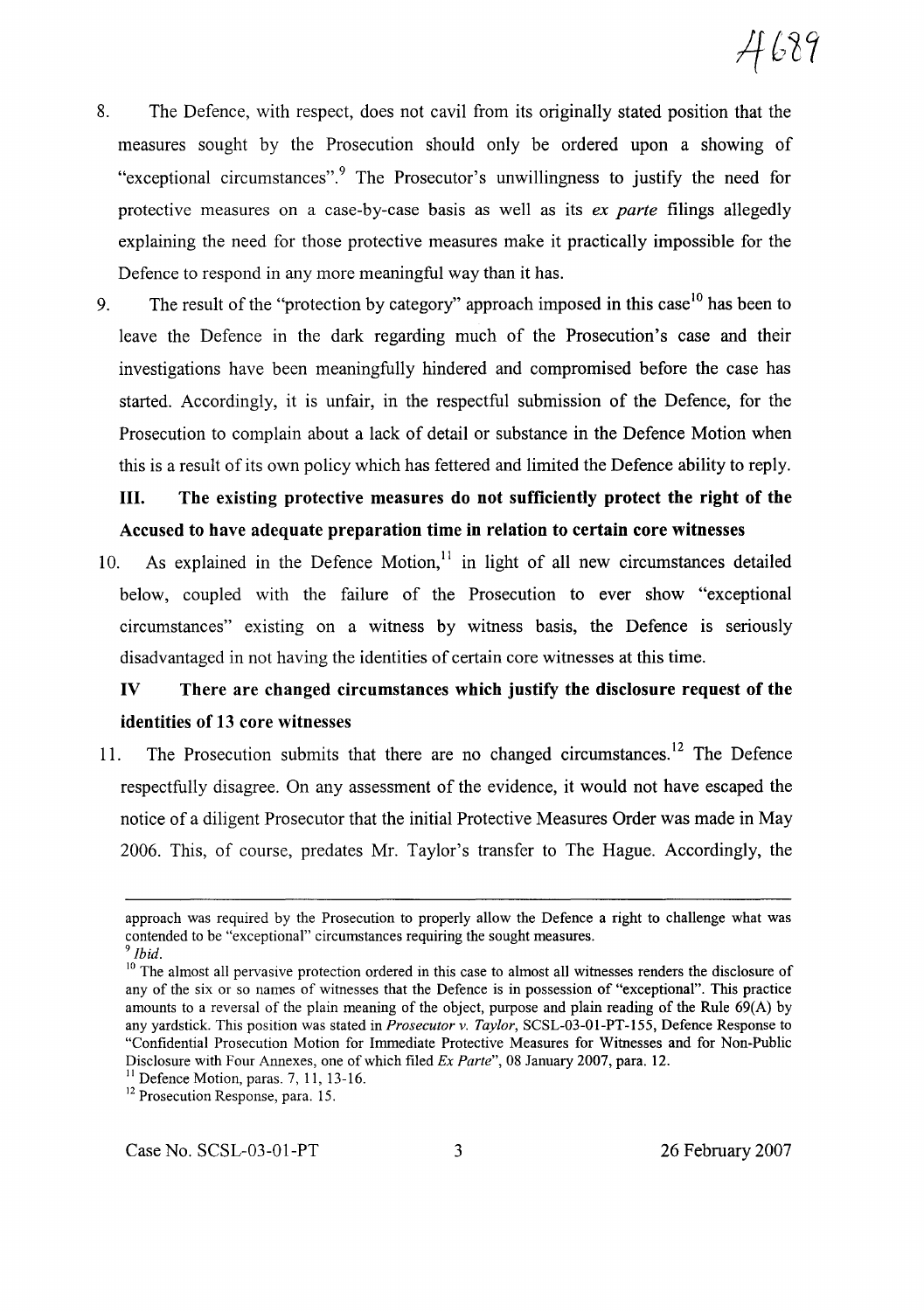8. The Defence, with respect, does not cavil from its originally stated position that the measures sought by the Prosecution should only be ordered upon a showing of "exceptional circumstances".[9] The Prosecutor's unwillingness to justify the need for protective measures on a case-by-case basis as well as its *ex parte* filings allegedly explaining the need for those protective measures make it practically impossible for the Defence to respond in any more meaningful way than it has.

9. The result of the "protection by category" approach imposed in this case[10] has been to leave the Defence in the dark regarding much of the Prosecution's case and their investigations have been meaningfully hindered and compromised before the case has started. Accordingly, it is unfair, in the respectful submission of the Defence, for the Prosecution to complain about a lack of detail or substance in the Defence Motion when this is a result of its own policy which has fettered and limited the Defence ability to reply.

**III. The existing protective measures do not sufficiently protect the right of the Accused to have adequate preparation time in relation to certain core witnesses**

10. As explained in the Defence Motion,[11] in light of all new circumstances detailed below, coupled with the failure of the Prosecution to ever show "exceptional circumstances" existing on a witness by witness basis, the Defence is seriously disadvantaged in not having the identities of certain core witnesses at this time.

**IV There are changed circumstances which justify the disclosure request of the identities of 13 core witnesses**

11. The Prosecution submits that there are no changed circumstances.[12] The Defence respectfully disagree. On any assessment of the evidence, it would not have escaped the notice of a diligent Prosecutor that the initial Protective Measures Order was made in May 2006. This, of course, predates Mr. Taylor's transfer to The Hague. Accordingly, the

---

approach was required by the Prosecution to properly allow the Defence a right to challenge what was contended to be "exceptional" circumstances requiring the sought measures.

[9] *Ibid.*

[10] The almost all pervasive protection ordered in this case to almost all witnesses renders the disclosure of any of the six or so names of witnesses that the Defence is in possession of "exceptional". This practice amounts to a reversal of the plain meaning of the object, purpose and plain reading of the Rule 69(A) by any yardstick. This position was stated in *Prosecutor v. Taylor*, SCSL-03-01-PT-155, Defence Response to "Confidential Prosecution Motion for Immediate Protective Measures for Witnesses and for Non-Public Disclosure with Four Annexes, one of which filed *Ex Parte*", 08 January 2007, para. 12.

[11] Defence Motion, paras. 7, 11, 13-16.

[12] Prosecution Response, para. 15.

Case No. SCSL-03-01-PT 26 February 2007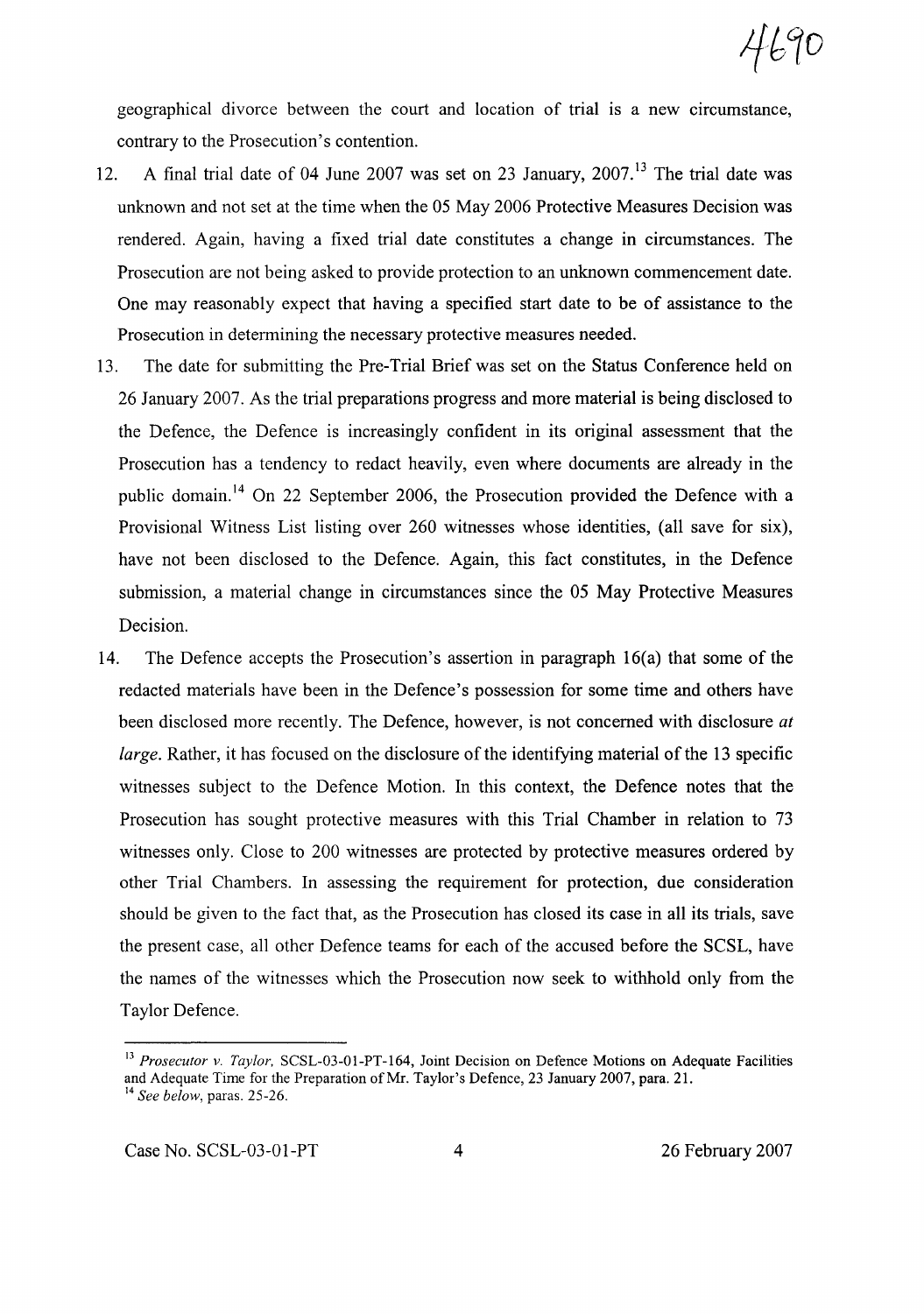geographical divorce between the court and location of trial is a new circumstance, contrary to the Prosecution's contention.

12. A final trial date of 04 June 2007 was set on 23 January, 2007.[13] The trial date was unknown and not set at the time when the 05 May 2006 Protective Measures Decision was rendered. Again, having a fixed trial date constitutes a change in circumstances. The Prosecution are not being asked to provide protection to an unknown commencement date. One may reasonably expect that having a specified start date to be of assistance to the Prosecution in determining the necessary protective measures needed.

13. The date for submitting the Pre-Trial Brief was set on the Status Conference held on 26 January 2007. As the trial preparations progress and more material is being disclosed to the Defence, the Defence is increasingly confident in its original assessment that the Prosecution has a tendency to redact heavily, even where documents are already in the public domain.[14] On 22 September 2006, the Prosecution provided the Defence with a Provisional Witness List listing over 260 witnesses whose identities, (all save for six), have not been disclosed to the Defence. Again, this fact constitutes, in the Defence submission, a material change in circumstances since the 05 May Protective Measures Decision.

14. The Defence accepts the Prosecution's assertion in paragraph 16(a) that some of the redacted materials have been in the Defence's possession for some time and others have been disclosed more recently. The Defence, however, is not concerned with disclosure *at large*. Rather, it has focused on the disclosure of the identifying material of the 13 specific witnesses subject to the Defence Motion. In this context, the Defence notes that the Prosecution has sought protective measures with this Trial Chamber in relation to 73 witnesses only. Close to 200 witnesses are protected by protective measures ordered by other Trial Chambers. In assessing the requirement for protection, due consideration should be given to the fact that, as the Prosecution has closed its case in all its trials, save the present case, all other Defence teams for each of the accused before the SCSL, have the names of the witnesses which the Prosecution now seek to withhold only from the Taylor Defence.

[13] *Prosecutor v. Taylor*, SCSL-03-01-PT-164, Joint Decision on Defence Motions on Adequate Facilities and Adequate Time for the Preparation of Mr. Taylor's Defence, 23 January 2007, para. 21.

[14] *See below*, paras. 25-26.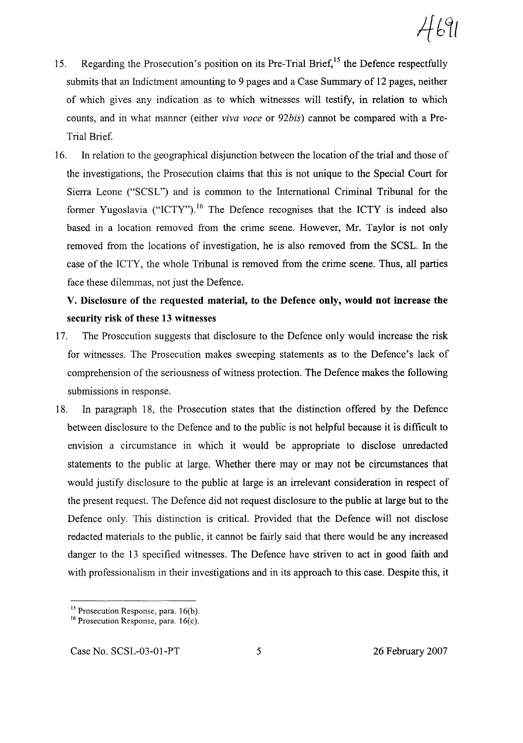15. Regarding the Prosecution's position on its Pre-Trial Brief,[15] the Defence respectfully submits that an Indictment amounting to 9 pages and a Case Summary of 12 pages, neither of which gives any indication as to which witnesses will testify, in relation to which counts, and in what manner (either *viva voce* or *92bis*) cannot be compared with a Pre-Trial Brief.

16. In relation to the geographical disjunction between the location of the trial and those of the investigations, the Prosecution claims that this is not unique to the Special Court for Sierra Leone ("SCSL") and is common to the International Criminal Tribunal for the former Yugoslavia ("ICTY").[16] The Defence recognises that the ICTY is indeed also based in a location removed from the crime scene. However, Mr. Taylor is not only removed from the locations of investigation, he is also removed from the SCSL. In the case of the ICTY, the whole Tribunal is removed from the crime scene. Thus, all parties face these dilemmas, not just the Defence.

**V. Disclosure of the requested material, to the Defence only, would not increase the security risk of these 13 witnesses**

17. The Prosecution suggests that disclosure to the Defence only would increase the risk for witnesses. The Prosecution makes sweeping statements as to the Defence's lack of comprehension of the seriousness of witness protection. The Defence makes the following submissions in response.

18. In paragraph 18, the Prosecution states that the distinction offered by the Defence between disclosure to the Defence and to the public is not helpful because it is difficult to envision a circumstance in which it would be appropriate to disclose unredacted statements to the public at large. Whether there may or may not be circumstances that would justify disclosure to the public at large is an irrelevant consideration in respect of the present request. The Defence did not request disclosure to the public at large but to the Defence only. This distinction is critical. Provided that the Defence will not disclose redacted materials to the public, it cannot be fairly said that there would be any increased danger to the 13 specified witnesses. The Defence have striven to act in good faith and with professionalism in their investigations and in its approach to this case. Despite this, it

---

[15] Prosecution Response, para. 16(b).

[16] Prosecution Response, para. 16(c).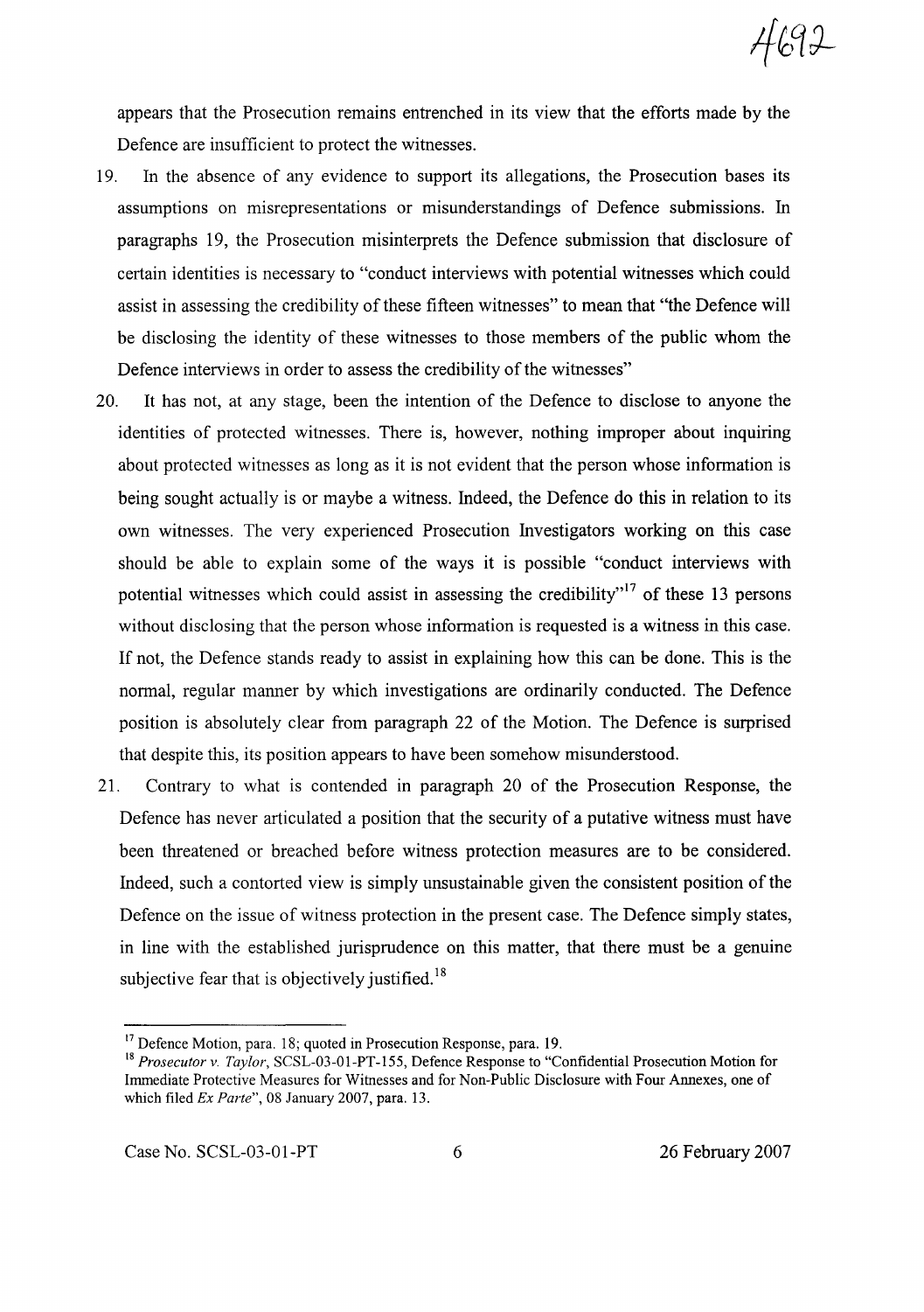appears that the Prosecution remains entrenched in its view that the efforts made by the Defence are insufficient to protect the witnesses.

19. In the absence of any evidence to support its allegations, the Prosecution bases its assumptions on misrepresentations or misunderstandings of Defence submissions. In paragraphs 19, the Prosecution misinterprets the Defence submission that disclosure of certain identities is necessary to "conduct interviews with potential witnesses which could assist in assessing the credibility of these fifteen witnesses" to mean that "the Defence will be disclosing the identity of these witnesses to those members of the public whom the Defence interviews in order to assess the credibility of the witnesses"

20. It has not, at any stage, been the intention of the Defence to disclose to anyone the identities of protected witnesses. There is, however, nothing improper about inquiring about protected witnesses as long as it is not evident that the person whose information is being sought actually is or maybe a witness. Indeed, the Defence do this in relation to its own witnesses. The very experienced Prosecution Investigators working on this case should be able to explain some of the ways it is possible "conduct interviews with potential witnesses which could assist in assessing the credibility"[17] of these 13 persons without disclosing that the person whose information is requested is a witness in this case. If not, the Defence stands ready to assist in explaining how this can be done. This is the normal, regular manner by which investigations are ordinarily conducted. The Defence position is absolutely clear from paragraph 22 of the Motion. The Defence is surprised that despite this, its position appears to have been somehow misunderstood.

21. Contrary to what is contended in paragraph 20 of the Prosecution Response, the Defence has never articulated a position that the security of a putative witness must have been threatened or breached before witness protection measures are to be considered. Indeed, such a contorted view is simply unsustainable given the consistent position of the Defence on the issue of witness protection in the present case. The Defence simply states, in line with the established jurisprudence on this matter, that there must be a genuine subjective fear that is objectively justified.[18]

---

[17] Defence Motion, para. 18; quoted in Prosecution Response, para. 19.

[18] *Prosecutor v. Taylor*, SCSL-03-01-PT-155, Defence Response to "Confidential Prosecution Motion for Immediate Protective Measures for Witnesses and for Non-Public Disclosure with Four Annexes, one of which filed *Ex Parte*", 08 January 2007, para. 13.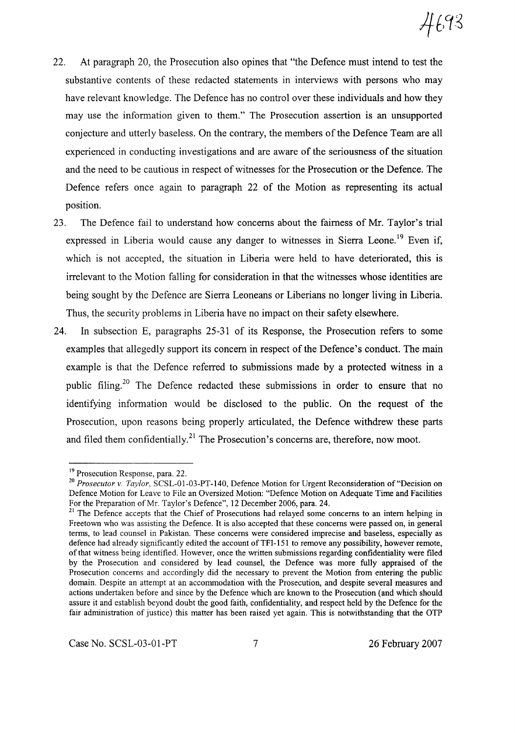22. At paragraph 20, the Prosecution also opines that "the Defence must intend to test the substantive contents of these redacted statements in interviews with persons who may have relevant knowledge. The Defence has no control over these individuals and how they may use the information given to them." The Prosecution assertion is an unsupported conjecture and utterly baseless. On the contrary, the members of the Defence Team are all experienced in conducting investigations and are aware of the seriousness of the situation and the need to be cautious in respect of witnesses for the Prosecution or the Defence. The Defence refers once again to paragraph 22 of the Motion as representing its actual position.

23. The Defence fail to understand how concerns about the fairness of Mr. Taylor's trial expressed in Liberia would cause any danger to witnesses in Sierra Leone.[19] Even if, which is not accepted, the situation in Liberia were held to have deteriorated, this is irrelevant to the Motion falling for consideration in that the witnesses whose identities are being sought by the Defence are Sierra Leoneans or Liberians no longer living in Liberia. Thus, the security problems in Liberia have no impact on their safety elsewhere.

24. In subsection E, paragraphs 25-31 of its Response, the Prosecution refers to some examples that allegedly support its concern in respect of the Defence's conduct. The main example is that the Defence referred to submissions made by a protected witness in a public filing.[20] The Defence redacted these submissions in order to ensure that no identifying information would be disclosed to the public. On the request of the Prosecution, upon reasons being properly articulated, the Defence withdrew these parts and filed them confidentially.[21] The Prosecution's concerns are, therefore, now moot.

---

[19] Prosecution Response, para. 22.

[20] *Prosecutor v. Taylor*, SCSL-01-03-PT-140, Defence Motion for Urgent Reconsideration of "Decision on Defence Motion for Leave to File an Oversized Motion: "Defence Motion on Adequate Time and Facilities For the Preparation of Mr. Taylor's Defence", 12 December 2006, para. 24.

[21] The Defence accepts that the Chief of Prosecutions had relayed some concerns to an intern helping in Freetown who was assisting the Defence. It is also accepted that these concerns were passed on, in general terms, to lead counsel in Pakistan. These concerns were considered imprecise and baseless, especially as defence had already significantly edited the account of TF1-151 to remove any possibility, however remote, of that witness being identified. However, once the written submissions regarding confidentiality were filed by the Prosecution and considered by lead counsel, the Defence was more fully appraised of the Prosecution concerns and accordingly did the necessary to prevent the Motion from entering the public domain. Despite an attempt at an accommodation with the Prosecution, and despite several measures and actions undertaken before and since by the Defence which are known to the Prosecution (and which should assure it and establish beyond doubt the good faith, confidentiality, and respect held by the Defence for the fair administration of justice) this matter has been raised yet again. This is notwithstanding that the OTP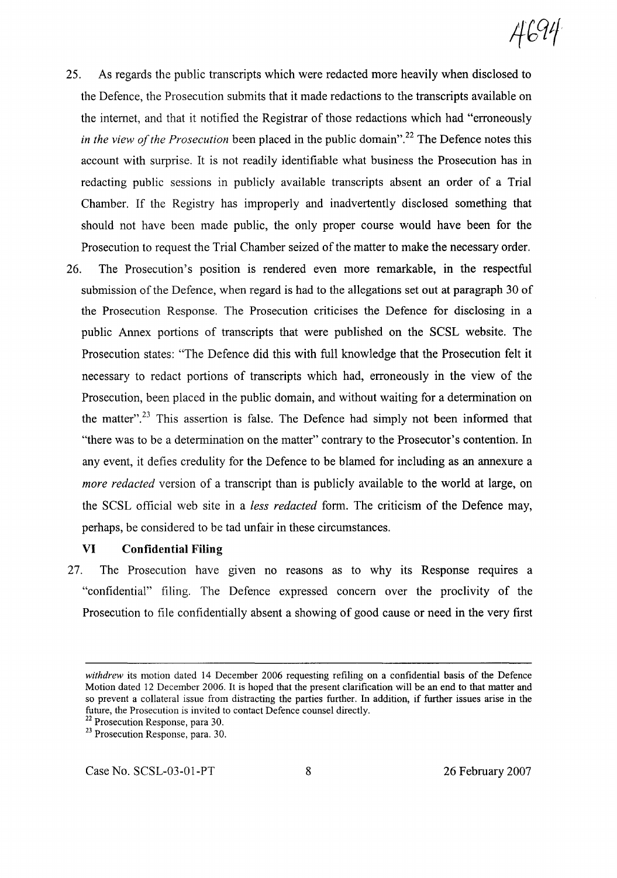25. As regards the public transcripts which were redacted more heavily when disclosed to the Defence, the Prosecution submits that it made redactions to the transcripts available on the internet, and that it notified the Registrar of those redactions which had "erroneously *in the view of the Prosecution* been placed in the public domain".[22] The Defence notes this account with surprise. It is not readily identifiable what business the Prosecution has in redacting public sessions in publicly available transcripts absent an order of a Trial Chamber. If the Registry has improperly and inadvertently disclosed something that should not have been made public, the only proper course would have been for the Prosecution to request the Trial Chamber seized of the matter to make the necessary order.

26. The Prosecution's position is rendered even more remarkable, in the respectful submission of the Defence, when regard is had to the allegations set out at paragraph 30 of the Prosecution Response. The Prosecution criticises the Defence for disclosing in a public Annex portions of transcripts that were published on the SCSL website. The Prosecution states: "The Defence did this with full knowledge that the Prosecution felt it necessary to redact portions of transcripts which had, erroneously in the view of the Prosecution, been placed in the public domain, and without waiting for a determination on the matter".[23] This assertion is false. The Defence had simply not been informed that "there was to be a determination on the matter" contrary to the Prosecutor's contention. In any event, it defies credulity for the Defence to be blamed for including as an annexure a *more redacted* version of a transcript than is publicly available to the world at large, on the SCSL official web site in a *less redacted* form. The criticism of the Defence may, perhaps, be considered to be tad unfair in these circumstances.

### VI Confidential Filing

27. The Prosecution have given no reasons as to why its Response requires a "confidential" filing. The Defence expressed concern over the proclivity of the Prosecution to file confidentially absent a showing of good cause or need in the very first

---

*withdrew* its motion dated 14 December 2006 requesting refiling on a confidential basis of the Defence Motion dated 12 December 2006. It is hoped that the present clarification will be an end to that matter and so prevent a collateral issue from distracting the parties further. In addition, if further issues arise in the future, the Prosecution is invited to contact Defence counsel directly.

[22] Prosecution Response, para 30.

[23] Prosecution Response, para. 30.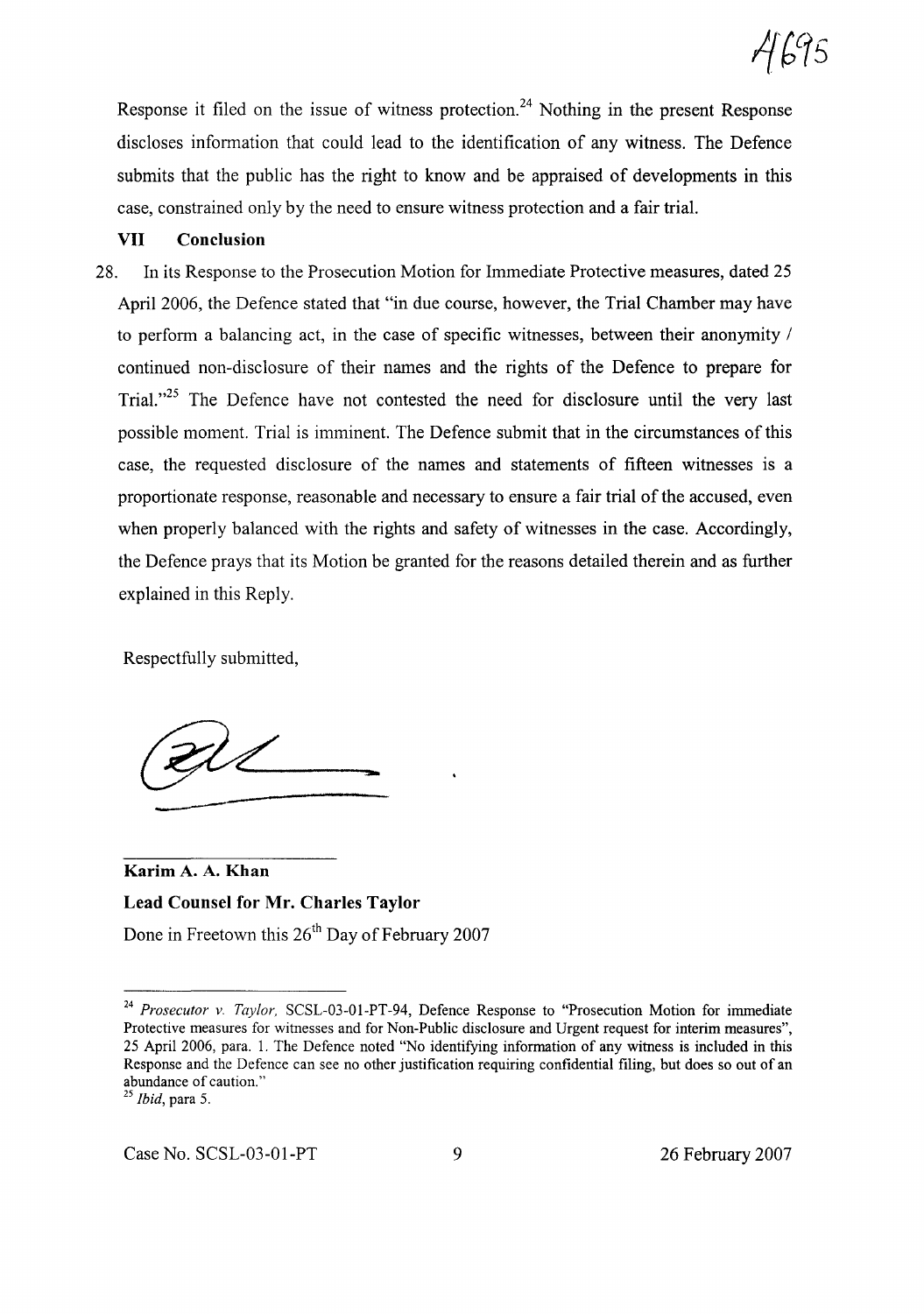Response it filed on the issue of witness protection.[24] Nothing in the present Response discloses information that could lead to the identification of any witness. The Defence submits that the public has the right to know and be appraised of developments in this case, constrained only by the need to ensure witness protection and a fair trial.

**VII Conclusion**

28. In its Response to the Prosecution Motion for Immediate Protective measures, dated 25 April 2006, the Defence stated that "in due course, however, the Trial Chamber may have to perform a balancing act, in the case of specific witnesses, between their anonymity / continued non-disclosure of their names and the rights of the Defence to prepare for Trial."[25] The Defence have not contested the need for disclosure until the very last possible moment. Trial is imminent. The Defence submit that in the circumstances of this case, the requested disclosure of the names and statements of fifteen witnesses is a proportionate response, reasonable and necessary to ensure a fair trial of the accused, even when properly balanced with the rights and safety of witnesses in the case. Accordingly, the Defence prays that its Motion be granted for the reasons detailed therein and as further explained in this Reply.

Respectfully submitted,

**Karim A. A. Khan**

**Lead Counsel for Mr. Charles Taylor**

Done in Freetown this 26th Day of February 2007

---

[24] *Prosecutor v. Taylor,* SCSL-03-01-PT-94, Defence Response to "Prosecution Motion for immediate Protective measures for witnesses and for Non-Public disclosure and Urgent request for interim measures", 25 April 2006, para. 1. The Defence noted "No identifying information of any witness is included in this Response and the Defence can see no other justification requiring confidential filing, but does so out of an abundance of caution."

[25] *Ibid*, para 5.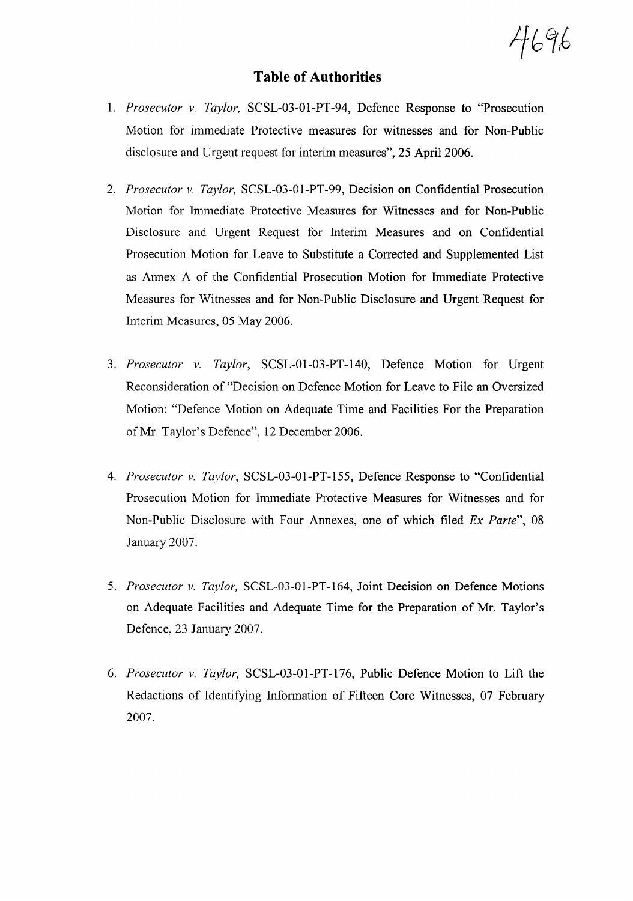# Table of Authorities

1. *Prosecutor v. Taylor,* SCSL-03-01-PT-94, Defence Response to "Prosecution Motion for immediate Protective measures for witnesses and for Non-Public disclosure and Urgent request for interim measures", 25 April 2006.

2. *Prosecutor v. Taylor,* SCSL-03-01-PT-99, Decision on Confidential Prosecution Motion for Immediate Protective Measures for Witnesses and for Non-Public Disclosure and Urgent Request for Interim Measures and on Confidential Prosecution Motion for Leave to Substitute a Corrected and Supplemented List as Annex A of the Confidential Prosecution Motion for Immediate Protective Measures for Witnesses and for Non-Public Disclosure and Urgent Request for Interim Measures, 05 May 2006.

3. *Prosecutor v. Taylor*, SCSL-01-03-PT-140, Defence Motion for Urgent Reconsideration of "Decision on Defence Motion for Leave to File an Oversized Motion: "Defence Motion on Adequate Time and Facilities For the Preparation of Mr. Taylor's Defence", 12 December 2006.

4. *Prosecutor v. Taylor*, SCSL-03-01-PT-155, Defence Response to "Confidential Prosecution Motion for Immediate Protective Measures for Witnesses and for Non-Public Disclosure with Four Annexes, one of which filed *Ex Parte*", 08 January 2007.

5. *Prosecutor v. Taylor,* SCSL-03-01-PT-164, Joint Decision on Defence Motions on Adequate Facilities and Adequate Time for the Preparation of Mr. Taylor's Defence, 23 January 2007.

6. *Prosecutor v. Taylor,* SCSL-03-01-PT-176, Public Defence Motion to Lift the Redactions of Identifying Information of Fifteen Core Witnesses, 07 February 2007.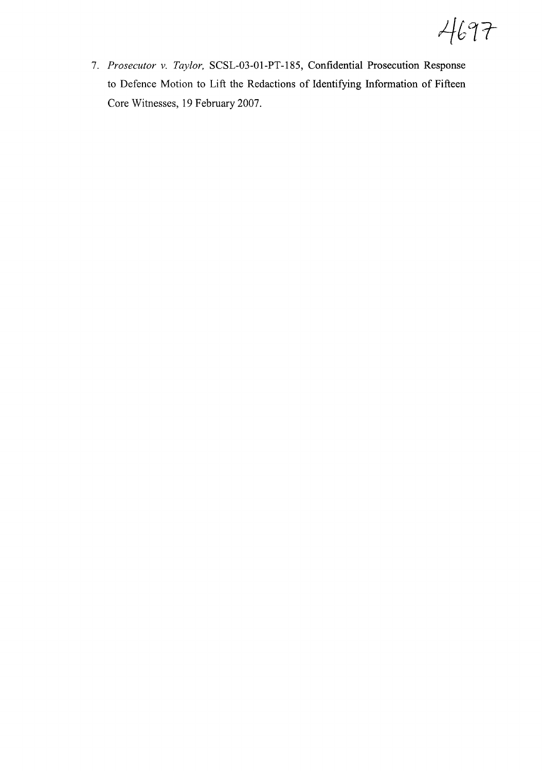7. *Prosecutor v. Taylor,* SCSL-03-01-PT-185, Confidential Prosecution Response to Defence Motion to Lift the Redactions of Identifying Information of Fifteen Core Witnesses, 19 February 2007.